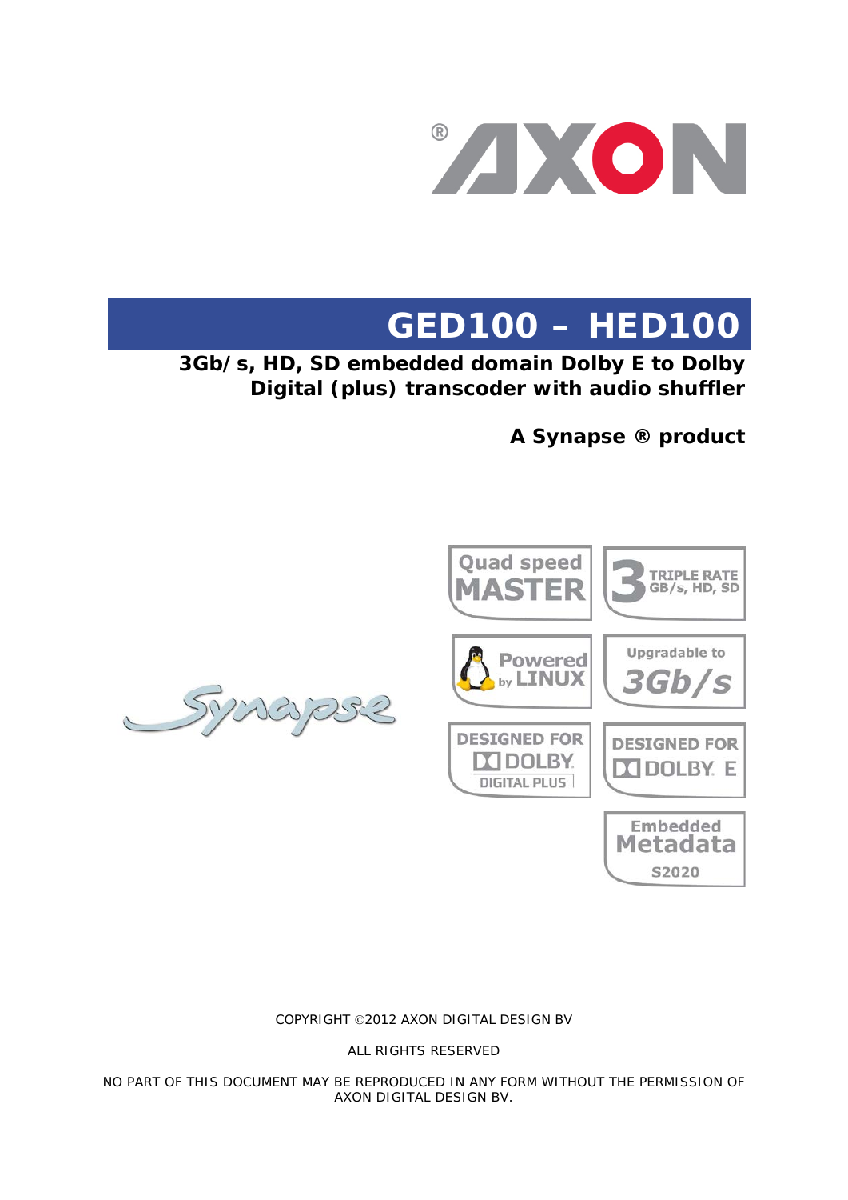# GED100 – HED100

**3Gb/s, HD, SD embedded domain Dolby E to Dolby Digital (plus) transcoder with audio shuffler**

**A Synapse ® product**

COPYRIGHT ©2012 AXON DIGITAL DESIGN BV

ALL RIGHTS RESERVED

NO PART OF THIS DOCUMENT MAY BE REPRODUCED IN ANY FORM WITHOUT THE PERMISSION OF AXON DIGITAL DESIGN BV.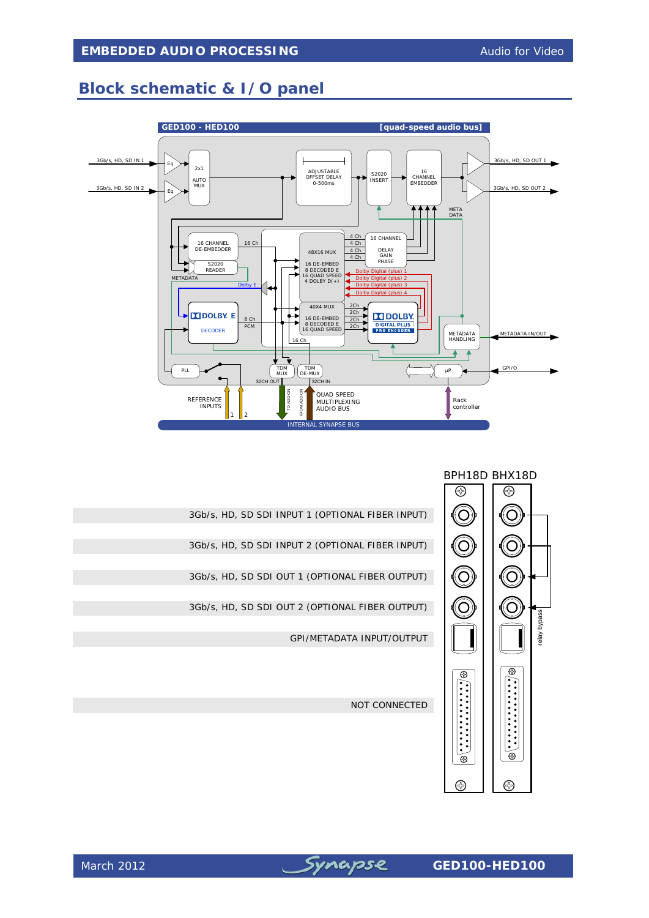## Block schematic & I/O panel

**GED100 - HED100** **[quad-speed audio bus]**

3Gb/s, HD, SD IN 1
3Gb/s, HD, SD IN 2
Eq
Eq
2x1 AUTO MUX
ADJUSTABLE OFFSET DELAY 0-500ms
S2020 INSERT
16 CHANNEL EMBEDDER
3Gb/s, HD, SD OUT 1
3Gb/s, HD, SD OUT 2
META DATA
16 CHANNEL DE-EMBEDDER
16 Ch
S2020 READER
METADATA
Dolby E
48X16 MUX
16 DE-EMBED
8 DECODED E
16 QUAD SPEED
4 DOLBY D(+)
4 Ch
4 Ch
4 Ch
4 Ch
16 CHANNEL
DELAY
GAIN
PHASE
Dolby Digital (plus) 1
Dolby Digital (plus) 2
Dolby Digital (plus) 3
Dolby Digital (plus) 4
DOLBY. E
DECODER
8 Ch
PCM
40X4 MUX
16 DE-EMBED
8 DECODED E
16 QUAD SPEED
2Ch
2Ch
2Ch
2Ch
DOLBY. DIGITAL PLUS PRO ENCODER
16 Ch
METADATA HANDLING
METADATA IN/OUT
PLL
TDM MUX
TDM DE-MUX
µP
GPI/O
32CH OUT
32CH IN
REFERENCE INPUTS
1
2
TO ADD-ON
FROM ADD-ON
QUAD SPEED MULTIPLEXING AUDIO BUS
Rack controller
INTERNAL SYNAPSE BUS

BPH18D BHX18D

3Gb/s, HD, SD SDI INPUT 1 (OPTIONAL FIBER INPUT)

3Gb/s, HD, SD SDI INPUT 2 (OPTIONAL FIBER INPUT)

3Gb/s, HD, SD SDI OUT 1 (OPTIONAL FIBER OUTPUT)

3Gb/s, HD, SD SDI OUT 2 (OPTIONAL FIBER OUTPUT)

GPI/METADATA INPUT/OUTPUT

NOT CONNECTED

relay bypass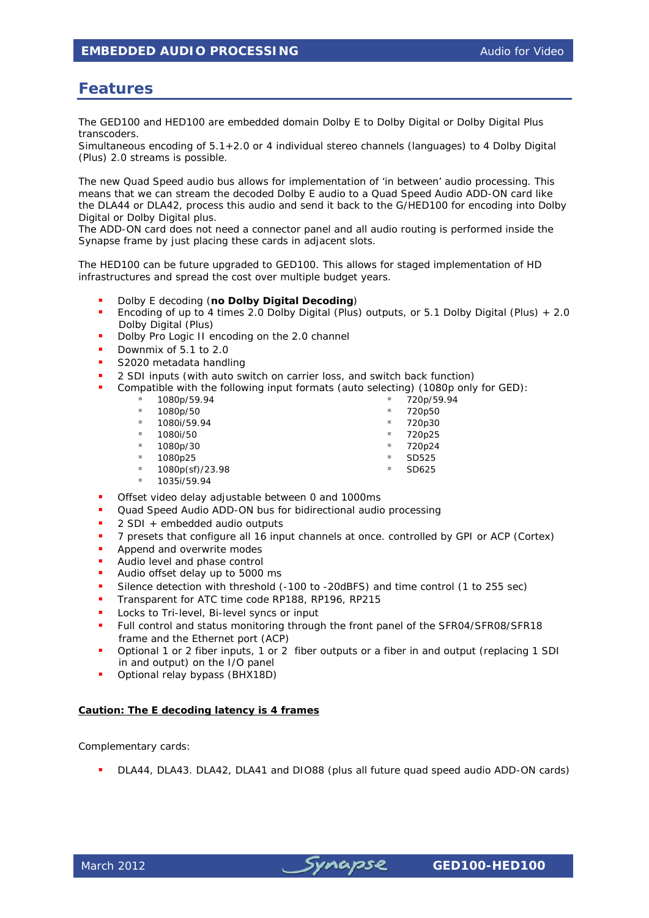## Features

The GED100 and HED100 are embedded domain Dolby E to Dolby Digital or Dolby Digital Plus transcoders.
Simultaneous encoding of 5.1+2.0 or 4 individual stereo channels (languages) to 4 Dolby Digital (Plus) 2.0 streams is possible.

The new Quad Speed audio bus allows for implementation of 'in between' audio processing. This means that we can stream the decoded Dolby E audio to a Quad Speed Audio ADD-ON card like the DLA44 or DLA42, process this audio and send it back to the G/HED100 for encoding into Dolby Digital or Dolby Digital plus.
The ADD-ON card does not need a connector panel and all audio routing is performed inside the Synapse frame by just placing these cards in adjacent slots.

The HED100 can be future upgraded to GED100. This allows for staged implementation of HD infrastructures and spread the cost over multiple budget years.

- Dolby E decoding (**no Dolby Digital Decoding**)
- Encoding of up to 4 times 2.0 Dolby Digital (Plus) outputs, or 5.1 Dolby Digital (Plus) + 2.0 Dolby Digital (Plus)
- Dolby Pro Logic II encoding on the 2.0 channel
- Downmix of 5.1 to 2.0
- S2020 metadata handling
- 2 SDI inputs (with auto switch on carrier loss, and switch back function)
- Compatible with the following input formats (auto selecting) (1080p only for GED):
  - 1080p/59.94
  - 1080p/50
  - 1080i/59.94
  - 1080i/50
  - 1080p/30
  - 1080p25
  - 1080p(sf)/23.98
  - 1035i/59.94
  - 720p/59.94
  - 720p50
  - 720p30
  - 720p25
  - 720p24
  - SD525
  - SD625
- Offset video delay adjustable between 0 and 1000ms
- Quad Speed Audio ADD-ON bus for bidirectional audio processing
- 2 SDI + embedded audio outputs
- 7 presets that configure all 16 input channels at once. controlled by GPI or ACP (Cortex)
- Append and overwrite modes
- Audio level and phase control
- Audio offset delay up to 5000 ms
- Silence detection with threshold (-100 to -20dBFS) and time control (1 to 255 sec)
- Transparent for ATC time code RP188, RP196, RP215
- Locks to Tri-level, Bi-level syncs or input
- Full control and status monitoring through the front panel of the SFR04/SFR08/SFR18 frame and the Ethernet port (ACP)
- Optional 1 or 2 fiber inputs, 1 or 2 fiber outputs or a fiber in and output (replacing 1 SDI in and output) on the I/O panel
- Optional relay bypass (BHX18D)

**Caution: The E decoding latency is 4 frames**

Complementary cards:

- DLA44, DLA43. DLA42, DLA41 and DIO88 (plus all future quad speed audio ADD-ON cards)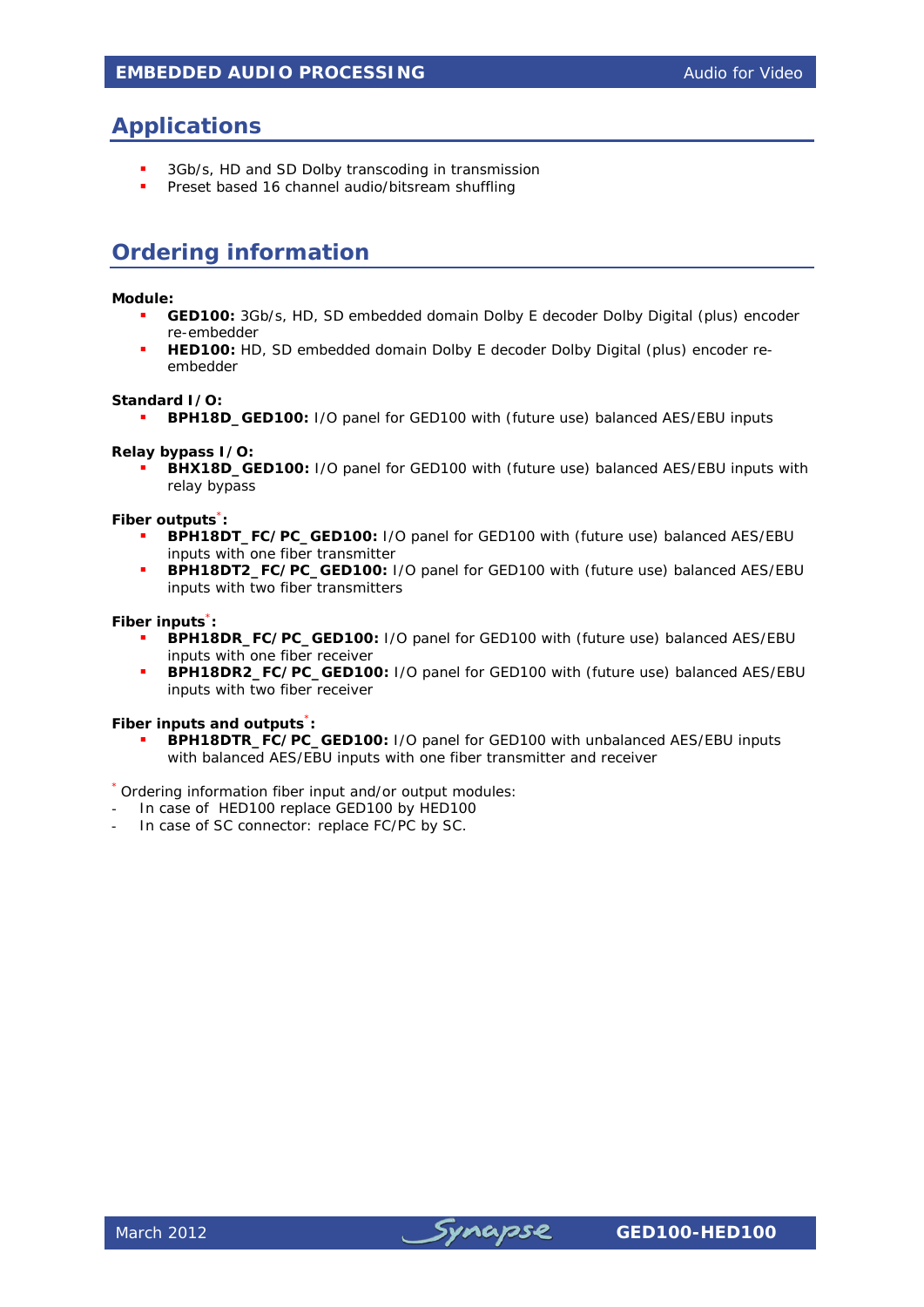## Applications

- 3Gb/s, HD and SD Dolby transcoding in transmission
- Preset based 16 channel audio/bitsream shuffling

## Ordering information

**Module:**

- **GED100:** 3Gb/s, HD, SD embedded domain Dolby E decoder Dolby Digital (plus) encoder re-embedder
- **HED100:** HD, SD embedded domain Dolby E decoder Dolby Digital (plus) encoder re-embedder

**Standard I/O:**

- **BPH18D_GED100:** I/O panel for GED100 with (future use) balanced AES/EBU inputs

**Relay bypass I/O:**

- **BHX18D_GED100:** I/O panel for GED100 with (future use) balanced AES/EBU inputs with relay bypass

**Fiber outputs*:**

- **BPH18DT_FC/PC_GED100:** I/O panel for GED100 with (future use) balanced AES/EBU inputs with one fiber transmitter
- **BPH18DT2_FC/PC_GED100:** I/O panel for GED100 with (future use) balanced AES/EBU inputs with two fiber transmitters

**Fiber inputs*:**

- **BPH18DR_FC/PC_GED100:** I/O panel for GED100 with (future use) balanced AES/EBU inputs with one fiber receiver
- **BPH18DR2_FC/PC_GED100:** I/O panel for GED100 with (future use) balanced AES/EBU inputs with two fiber receiver

**Fiber inputs and outputs*:**

- **BPH18DTR_FC/PC_GED100:** I/O panel for GED100 with unbalanced AES/EBU inputs with balanced AES/EBU inputs with one fiber transmitter and receiver

* Ordering information fiber input and/or output modules:

- In case of HED100 replace GED100 by HED100
- In case of SC connector: replace FC/PC by SC.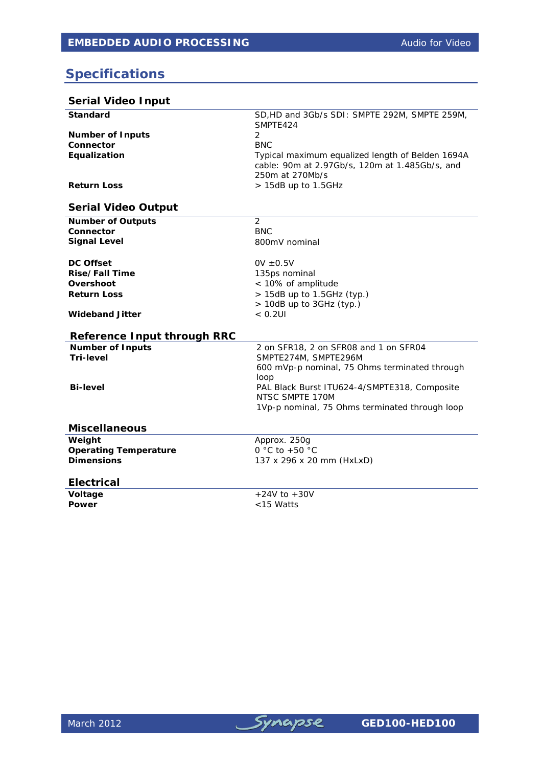## Specifications

### Serial Video Input

| | |
|---|---|
| **Standard** | SD,HD and 3Gb/s SDI: SMPTE 292M, SMPTE 259M, SMPTE424 |
| **Number of Inputs** | 2 |
| **Connector** | BNC |
| **Equalization** | Typical maximum equalized length of Belden 1694A cable: 90m at 2.97Gb/s, 120m at 1.485Gb/s, and 250m at 270Mb/s |
| **Return Loss** | > 15dB up to 1.5GHz |

### Serial Video Output

| | |
|---|---|
| **Number of Outputs** | 2 |
| **Connector** | BNC |
| **Signal Level** | 800mV nominal |
| **DC Offset** | 0V ±0.5V |
| **Rise/Fall Time** | 135ps nominal |
| **Overshoot** | < 10% of amplitude |
| **Return Loss** | > 15dB up to 1.5GHz (typ.)<br>> 10dB up to 3GHz (typ.) |
| **Wideband Jitter** | < 0.2UI |

### Reference Input through RRC

| | |
|---|---|
| **Number of Inputs** | 2 on SFR18, 2 on SFR08 and 1 on SFR04 |
| **Tri-level** | SMPTE274M, SMPTE296M<br>600 mVp-p nominal, 75 Ohms terminated through loop |
| **Bi-level** | PAL Black Burst ITU624-4/SMPTE318, Composite NTSC SMPTE 170M<br>1Vp-p nominal, 75 Ohms terminated through loop |

### Miscellaneous

| | |
|---|---|
| **Weight** | Approx. 250g |
| **Operating Temperature** | 0 °C to +50 °C |
| **Dimensions** | 137 x 296 x 20 mm (HxLxD) |

### Electrical

| | |
|---|---|
| **Voltage** | +24V to +30V |
| **Power** | <15 Watts |